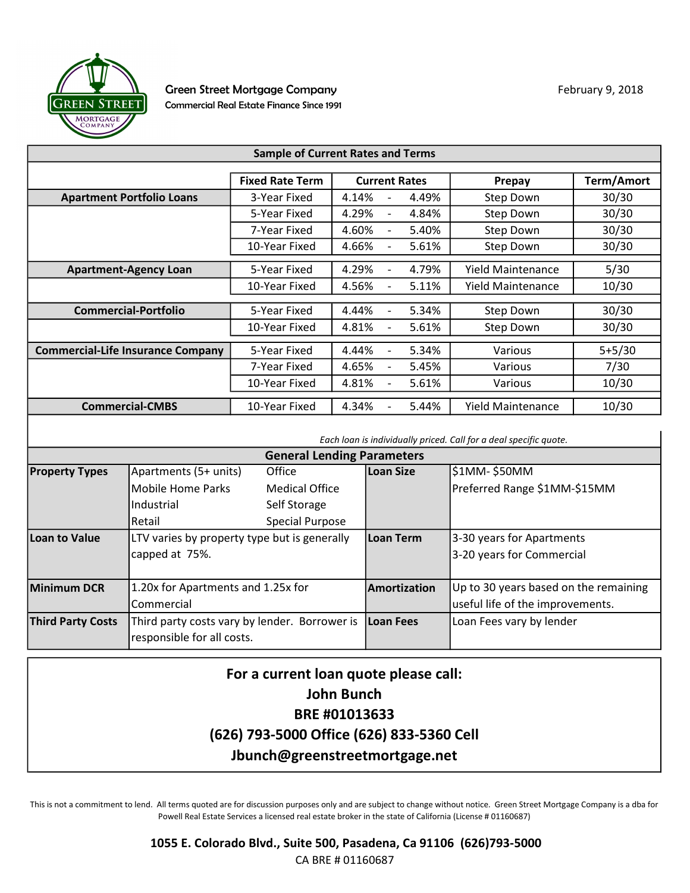**Green Street Mortgage Company**
Commercial Real Estate Finance Since 1991

February 9, 2018

## Sample of Current Rates and Terms

| | Fixed Rate Term | Current Rates | Prepay | Term/Amort |
|---|---|---|---|---|
| **Apartment Portfolio Loans** | 3-Year Fixed | 4.14% - 4.49% | Step Down | 30/30 |
| | 5-Year Fixed | 4.29% - 4.84% | Step Down | 30/30 |
| | 7-Year Fixed | 4.60% - 5.40% | Step Down | 30/30 |
| | 10-Year Fixed | 4.66% - 5.61% | Step Down | 30/30 |
| **Apartment-Agency Loan** | 5-Year Fixed | 4.29% - 4.79% | Yield Maintenance | 5/30 |
| | 10-Year Fixed | 4.56% - 5.11% | Yield Maintenance | 10/30 |
| **Commercial-Portfolio** | 5-Year Fixed | 4.44% - 5.34% | Step Down | 30/30 |
| | 10-Year Fixed | 4.81% - 5.61% | Step Down | 30/30 |
| **Commercial-Life Insurance Company** | 5-Year Fixed | 4.44% - 5.34% | Various | 5+5/30 |
| | 7-Year Fixed | 4.65% - 5.45% | Various | 7/30 |
| | 10-Year Fixed | 4.81% - 5.61% | Various | 10/30 |
| **Commercial-CMBS** | 10-Year Fixed | 4.34% - 5.44% | Yield Maintenance | 10/30 |

*Each loan is individually priced. Call for a deal specific quote.*

## General Lending Parameters

| | | | |
|---|---|---|---|
| **Property Types** | Apartments (5+ units), Mobile Home Parks, Industrial, Retail, Office, Medical Office, Self Storage, Special Purpose | **Loan Size** | $1MM- $50MM<br>Preferred Range $1MM-$15MM |
| **Loan to Value** | LTV varies by property type but is generally capped at 75%. | **Loan Term** | 3-30 years for Apartments<br>3-20 years for Commercial |
| **Minimum DCR** | 1.20x for Apartments and 1.25x for Commercial | **Amortization** | Up to 30 years based on the remaining useful life of the improvements. |
| **Third Party Costs** | Third party costs vary by lender. Borrower is responsible for all costs. | **Loan Fees** | Loan Fees vary by lender |

**For a current loan quote please call:**
**John Bunch**
**BRE #01013633**
**(626) 793-5000 Office (626) 833-5360 Cell**
**Jbunch@greenstreetmortgage.net**

This is not a commitment to lend. All terms quoted are for discussion purposes only and are subject to change without notice. Green Street Mortgage Company is a dba for Powell Real Estate Services a licensed real estate broker in the state of California (License # 01160687)

**1055 E. Colorado Blvd., Suite 500, Pasadena, Ca 91106 (626)793-5000**
CA BRE # 01160687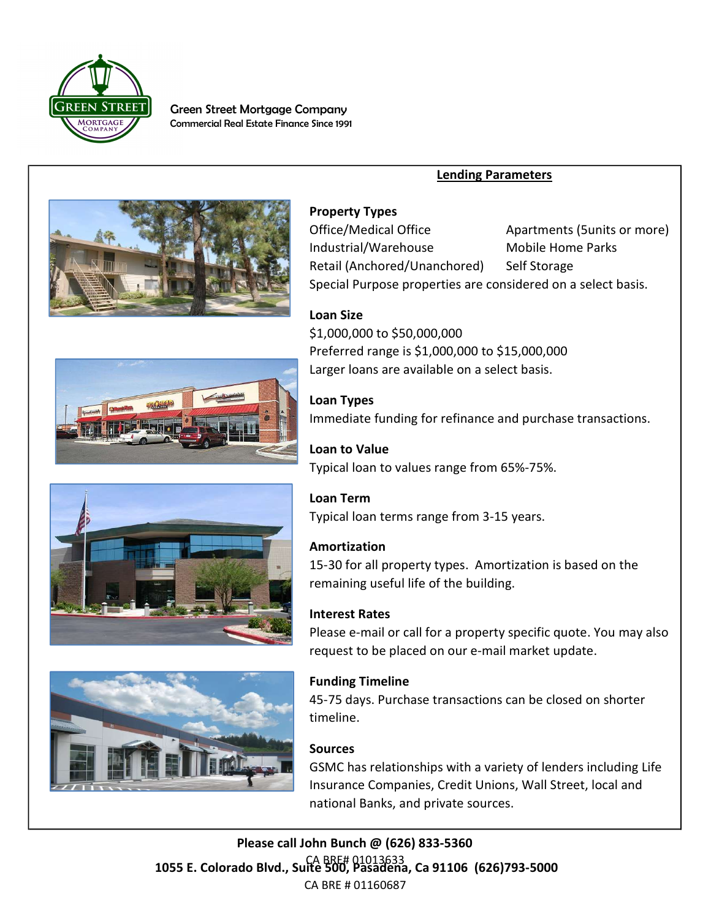Green Street Mortgage Company
Commercial Real Estate Finance Since 1991

## Lending Parameters

**Property Types**

| | |
|---|---|
| Office/Medical Office | Apartments (5units or more) |
| Industrial/Warehouse | Mobile Home Parks |
| Retail (Anchored/Unanchored) | Self Storage |

Special Purpose properties are considered on a select basis.

**Loan Size**

$1,000,000 to $50,000,000
Preferred range is $1,000,000 to $15,000,000
Larger loans are available on a select basis.

**Loan Types**

Immediate funding for refinance and purchase transactions.

**Loan to Value**

Typical loan to values range from 65%-75%.

**Loan Term**

Typical loan terms range from 3-15 years.

**Amortization**

15-30 for all property types. Amortization is based on the remaining useful life of the building.

**Interest Rates**

Please e-mail or call for a property specific quote. You may also request to be placed on our e-mail market update.

**Funding Timeline**

45-75 days. Purchase transactions can be closed on shorter timeline.

**Sources**

GSMC has relationships with a variety of lenders including Life Insurance Companies, Credit Unions, Wall Street, local and national Banks, and private sources.

**Please call John Bunch @ (626) 833-5360**

CA BRE# 01013633

**1055 E. Colorado Blvd., Suite 500, Pasadena, Ca 91106 (626)793-5000**

CA BRE # 01160687